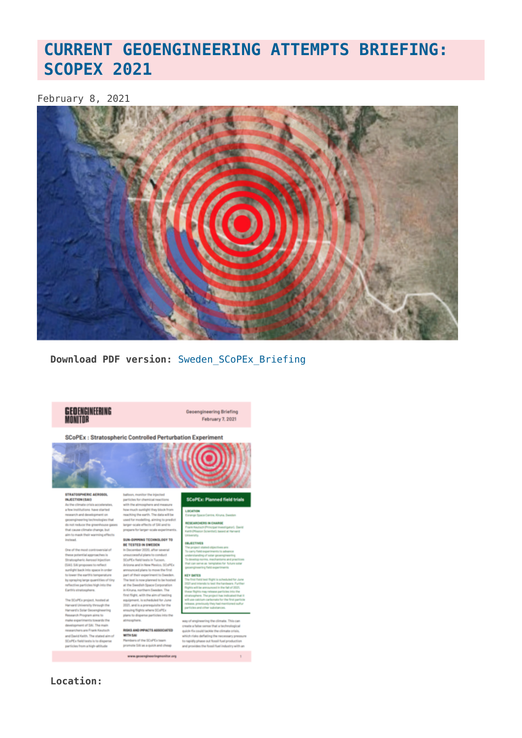# CURRENT GEOENGINEERING ATTEMPTS BRIEFING: SCOPEX 2021

February 8, 2021

**Download PDF version:** Sweden_SCoPEx_Briefing

**Location:**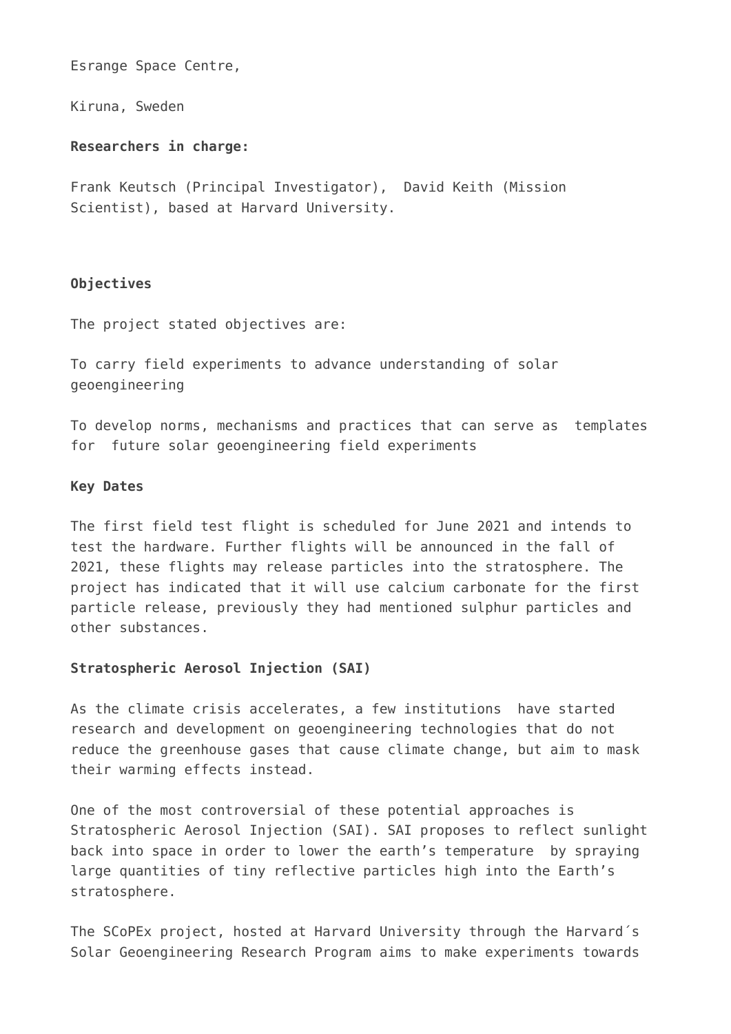Esrange Space Centre,

Kiruna, Sweden

**Researchers in charge:**

Frank Keutsch (Principal Investigator), David Keith (Mission Scientist), based at Harvard University.

**Objectives**

The project stated objectives are:

To carry field experiments to advance understanding of solar geoengineering

To develop norms, mechanisms and practices that can serve as templates for future solar geoengineering field experiments

**Key Dates**

The first field test flight is scheduled for June 2021 and intends to test the hardware. Further flights will be announced in the fall of 2021, these flights may release particles into the stratosphere. The project has indicated that it will use calcium carbonate for the first particle release, previously they had mentioned sulphur particles and other substances.

**Stratospheric Aerosol Injection (SAI)**

As the climate crisis accelerates, a few institutions have started research and development on geoengineering technologies that do not reduce the greenhouse gases that cause climate change, but aim to mask their warming effects instead.

One of the most controversial of these potential approaches is Stratospheric Aerosol Injection (SAI). SAI proposes to reflect sunlight back into space in order to lower the earth's temperature by spraying large quantities of tiny reflective particles high into the Earth's stratosphere.

The SCoPEx project, hosted at Harvard University through the Harvard´s Solar Geoengineering Research Program aims to make experiments towards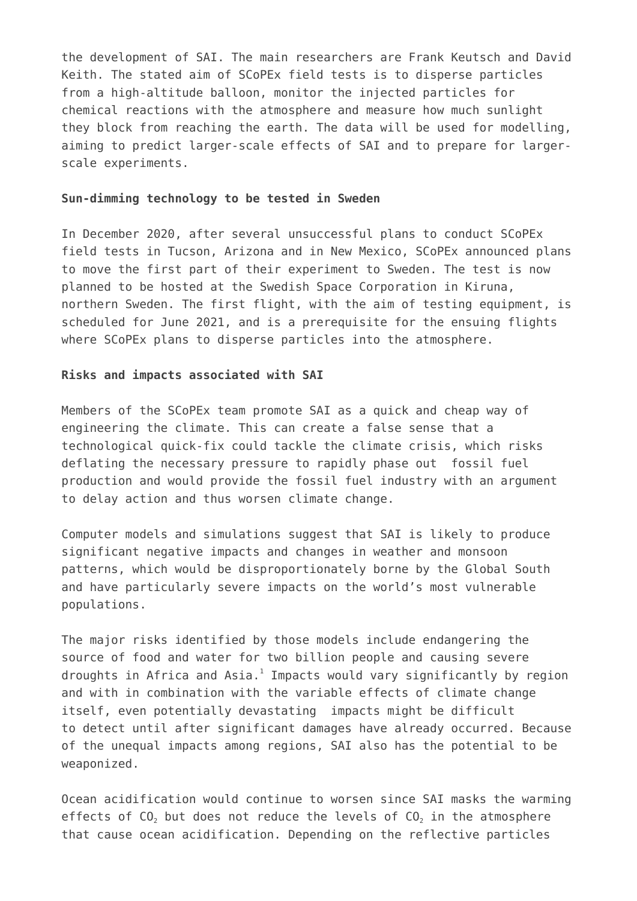the development of SAI. The main researchers are Frank Keutsch and David Keith. The stated aim of SCoPEx field tests is to disperse particles from a high-altitude balloon, monitor the injected particles for chemical reactions with the atmosphere and measure how much sunlight they block from reaching the earth. The data will be used for modelling, aiming to predict larger-scale effects of SAI and to prepare for larger-scale experiments.

**Sun-dimming technology to be tested in Sweden**

In December 2020, after several unsuccessful plans to conduct SCoPEx field tests in Tucson, Arizona and in New Mexico, SCoPEx announced plans to move the first part of their experiment to Sweden. The test is now planned to be hosted at the Swedish Space Corporation in Kiruna, northern Sweden. The first flight, with the aim of testing equipment, is scheduled for June 2021, and is a prerequisite for the ensuing flights where SCoPEx plans to disperse particles into the atmosphere.

**Risks and impacts associated with SAI**

Members of the SCoPEx team promote SAI as a quick and cheap way of engineering the climate. This can create a false sense that a technological quick-fix could tackle the climate crisis, which risks deflating the necessary pressure to rapidly phase out fossil fuel production and would provide the fossil fuel industry with an argument to delay action and thus worsen climate change.

Computer models and simulations suggest that SAI is likely to produce significant negative impacts and changes in weather and monsoon patterns, which would be disproportionately borne by the Global South and have particularly severe impacts on the world's most vulnerable populations.

The major risks identified by those models include endangering the source of food and water for two billion people and causing severe droughts in Africa and Asia.[1] Impacts would vary significantly by region and with in combination with the variable effects of climate change itself, even potentially devastating impacts might be difficult to detect until after significant damages have already occurred. Because of the unequal impacts among regions, SAI also has the potential to be weaponized.

Ocean acidification would continue to worsen since SAI masks the warming effects of $CO_2$ but does not reduce the levels of $CO_2$ in the atmosphere that cause ocean acidification. Depending on the reflective particles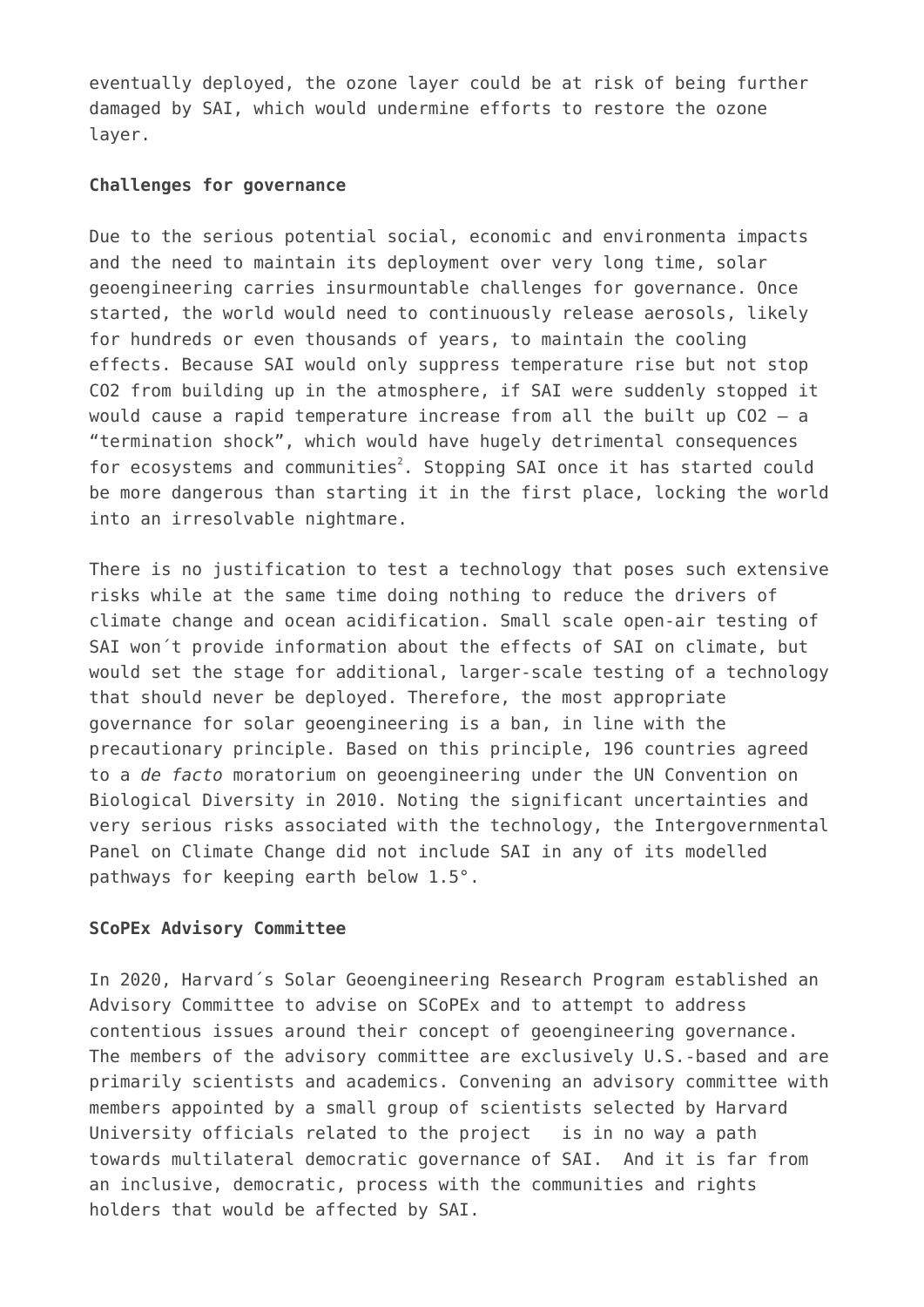eventually deployed, the ozone layer could be at risk of being further damaged by SAI, which would undermine efforts to restore the ozone layer.

**Challenges for governance**

Due to the serious potential social, economic and environmenta impacts and the need to maintain its deployment over very long time, solar geoengineering carries insurmountable challenges for governance. Once started, the world would need to continuously release aerosols, likely for hundreds or even thousands of years, to maintain the cooling effects. Because SAI would only suppress temperature rise but not stop $CO_2$ from building up in the atmosphere, if SAI were suddenly stopped it would cause a rapid temperature increase from all the built up $CO_2$ – a "termination shock", which would have hugely detrimental consequences for ecosystems and communities[2]. Stopping SAI once it has started could be more dangerous than starting it in the first place, locking the world into an irresolvable nightmare.

There is no justification to test a technology that poses such extensive risks while at the same time doing nothing to reduce the drivers of climate change and ocean acidification. Small scale open-air testing of SAI won´t provide information about the effects of SAI on climate, but would set the stage for additional, larger-scale testing of a technology that should never be deployed. Therefore, the most appropriate governance for solar geoengineering is a ban, in line with the precautionary principle. Based on this principle, 196 countries agreed to a *de facto* moratorium on geoengineering under the UN Convention on Biological Diversity in 2010. Noting the significant uncertainties and very serious risks associated with the technology, the Intergovernmental Panel on Climate Change did not include SAI in any of its modelled pathways for keeping earth below 1.5°.

**SCoPEx Advisory Committee**

In 2020, Harvard´s Solar Geoengineering Research Program established an Advisory Committee to advise on SCoPEx and to attempt to address contentious issues around their concept of geoengineering governance. The members of the advisory committee are exclusively U.S.-based and are primarily scientists and academics. Convening an advisory committee with members appointed by a small group of scientists selected by Harvard University officials related to the project is in no way a path towards multilateral democratic governance of SAI. And it is far from an inclusive, democratic, process with the communities and rights holders that would be affected by SAI.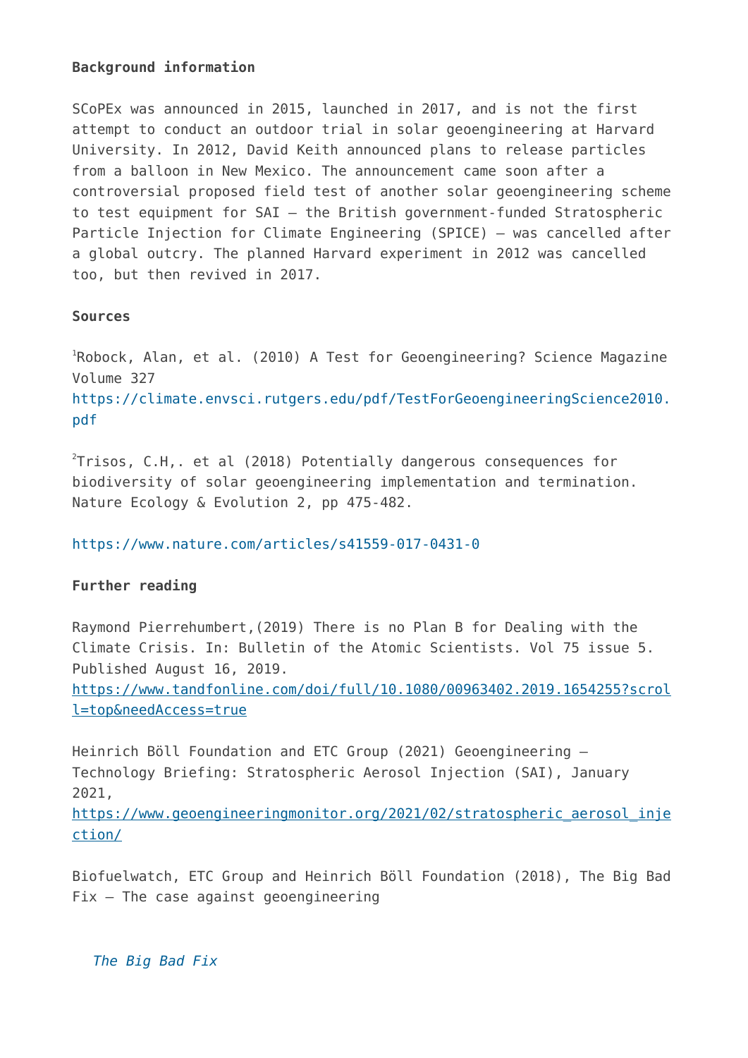**Background information**

SCoPEx was announced in 2015, launched in 2017, and is not the first attempt to conduct an outdoor trial in solar geoengineering at Harvard University. In 2012, David Keith announced plans to release particles from a balloon in New Mexico. The announcement came soon after a controversial proposed field test of another solar geoengineering scheme to test equipment for SAI – the British government-funded Stratospheric Particle Injection for Climate Engineering (SPICE) – was cancelled after a global outcry. The planned Harvard experiment in 2012 was cancelled too, but then revived in 2017.

**Sources**

[1]Robock, Alan, et al. (2010) A Test for Geoengineering? Science Magazine Volume 327
https://climate.envsci.rutgers.edu/pdf/TestForGeoengineeringScience2010.pdf

[2]Trisos, C.H,. et al (2018) Potentially dangerous consequences for biodiversity of solar geoengineering implementation and termination. Nature Ecology & Evolution 2, pp 475-482.

https://www.nature.com/articles/s41559-017-0431-0

**Further reading**

Raymond Pierrehumbert,(2019) There is no Plan B for Dealing with the Climate Crisis. In: Bulletin of the Atomic Scientists. Vol 75 issue 5. Published August 16, 2019.
https://www.tandfonline.com/doi/full/10.1080/00963402.2019.1654255?scroll=top&needAccess=true

Heinrich Böll Foundation and ETC Group (2021) Geoengineering – Technology Briefing: Stratospheric Aerosol Injection (SAI), January 2021,
https://www.geoengineeringmonitor.org/2021/02/stratospheric_aerosol_injection/

Biofuelwatch, ETC Group and Heinrich Böll Foundation (2018), The Big Bad Fix – The case against geoengineering

*The Big Bad Fix*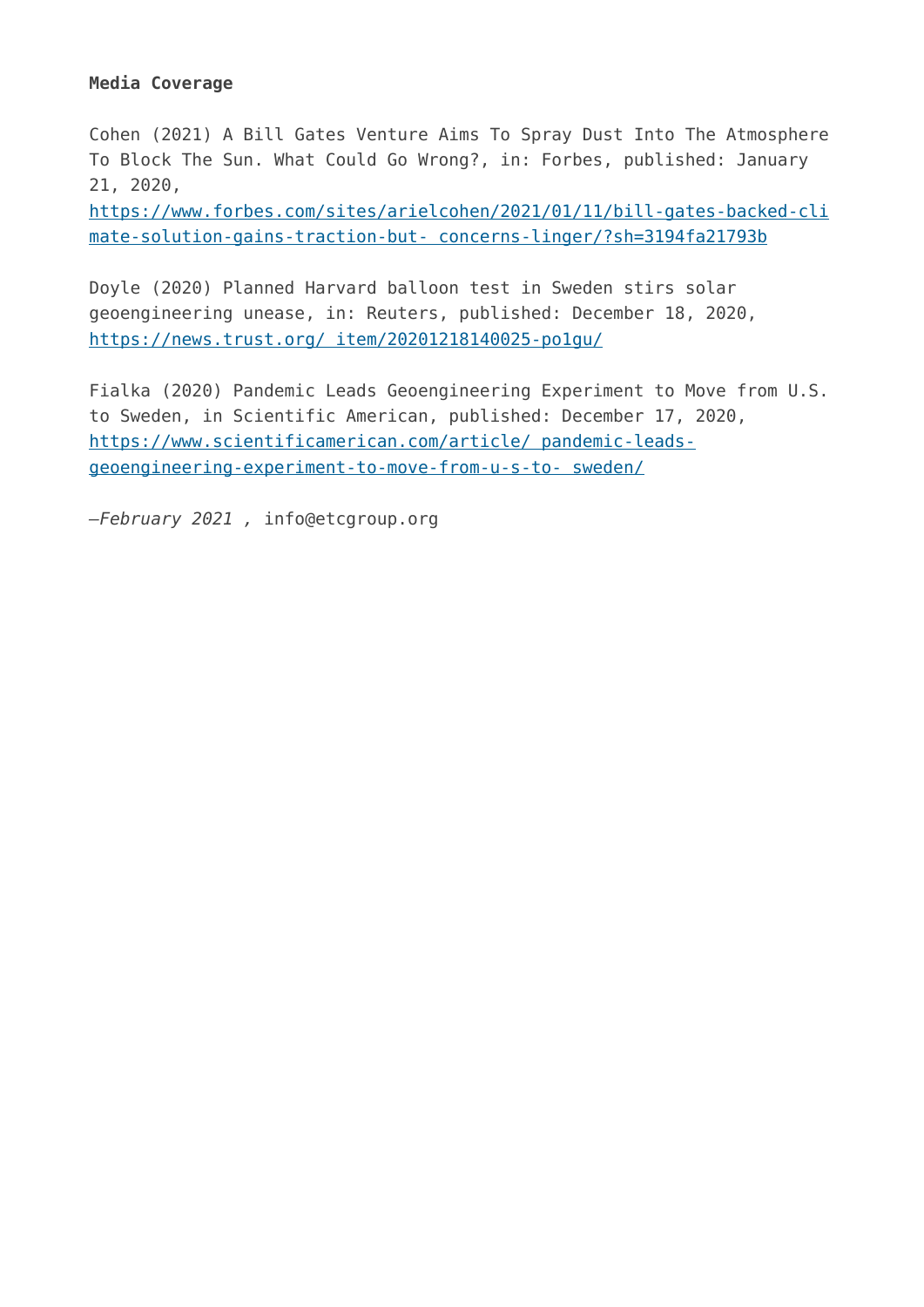**Media Coverage**

Cohen (2021) A Bill Gates Venture Aims To Spray Dust Into The Atmosphere To Block The Sun. What Could Go Wrong?, in: Forbes, published: January 21, 2020, [https://www.forbes.com/sites/arielcohen/2021/01/11/bill-gates-backed-climate-solution-gains-traction-but- concerns-linger/?sh=3194fa21793b](https://www.forbes.com/sites/arielcohen/2021/01/11/bill-gates-backed-climate-solution-gains-traction-but-concerns-linger/?sh=3194fa21793b)

Doyle (2020) Planned Harvard balloon test in Sweden stirs solar geoengineering unease, in: Reuters, published: December 18, 2020, [https://news.trust.org/ item/20201218140025-po1gu/](https://news.trust.org/item/20201218140025-po1gu/)

Fialka (2020) Pandemic Leads Geoengineering Experiment to Move from U.S. to Sweden, in Scientific American, published: December 17, 2020, [https://www.scientificamerican.com/article/ pandemic-leads-geoengineering-experiment-to-move-from-u-s-to- sweden/](https://www.scientificamerican.com/article/pandemic-leads-geoengineering-experiment-to-move-from-u-s-to-sweden/)

*–February 2021* , info@etcgroup.org